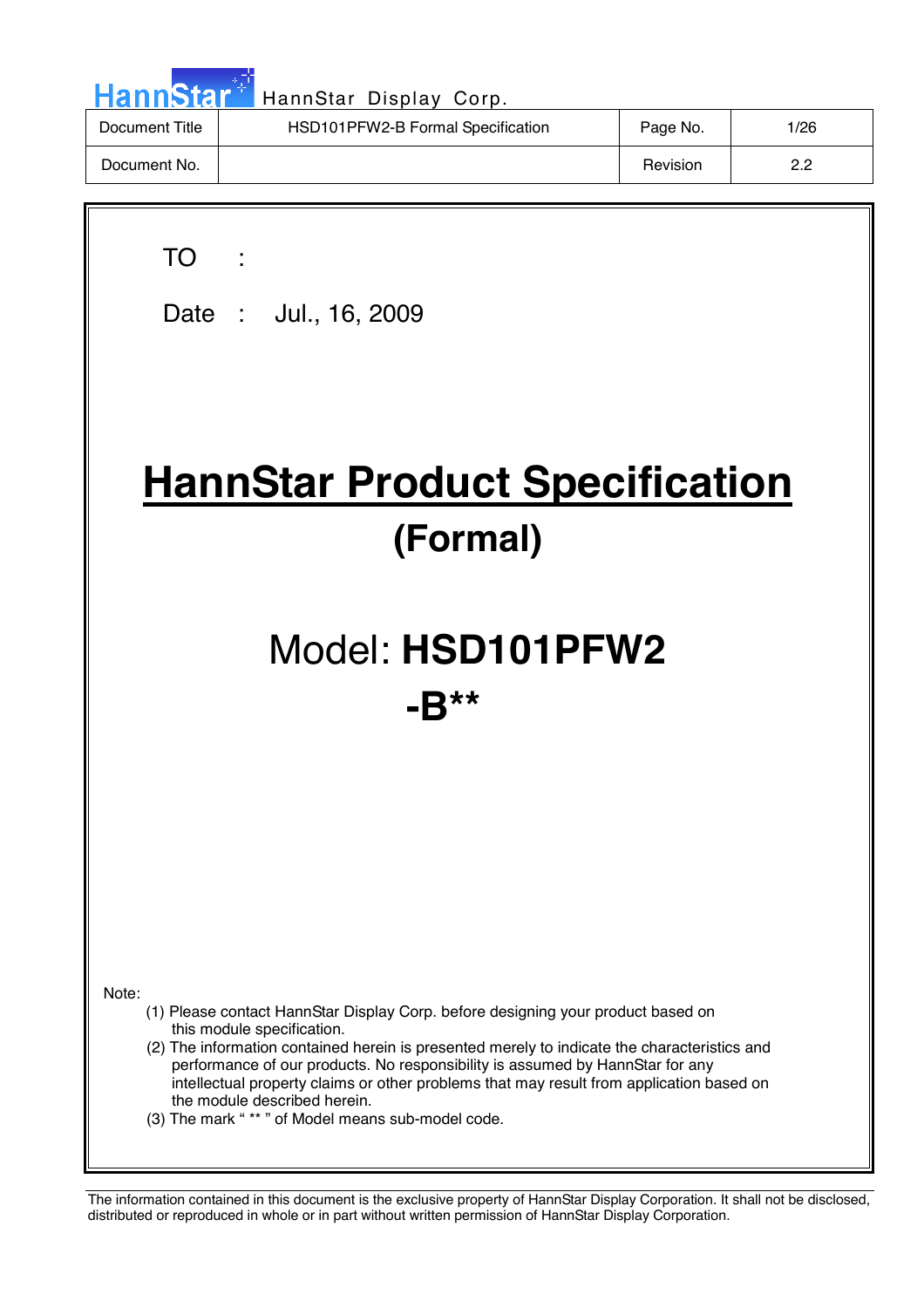| Document Title | HSD101PFW2-B Formal Specification | Page No. | 1/26 |
|---|---|---|---|
| Document No. | | Revision | 2.2 |

TO :

Date : Jul., 16, 2009

# HannStar Product Specification

## (Formal)

## Model: **HSD101PFW2 -B****

Note:

(1) Please contact HannStar Display Corp. before designing your product based on this module specification.

(2) The information contained herein is presented merely to indicate the characteristics and performance of our products. No responsibility is assumed by HannStar for any intellectual property claims or other problems that may result from application based on the module described herein.

(3) The mark " ** " of Model means sub-model code.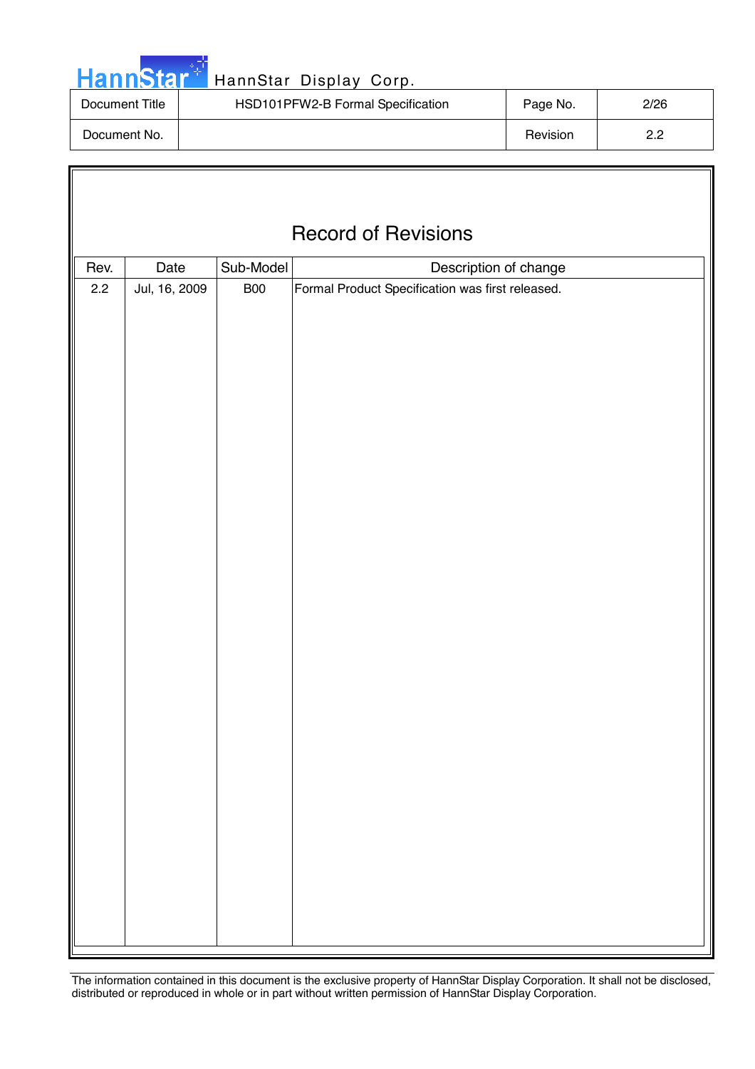# Record of Revisions

| Rev. | Date | Sub-Model | Description of change |
|---|---|---|---|
| 2.2 | Jul, 16, 2009 | B00 | Formal Product Specification was first released. |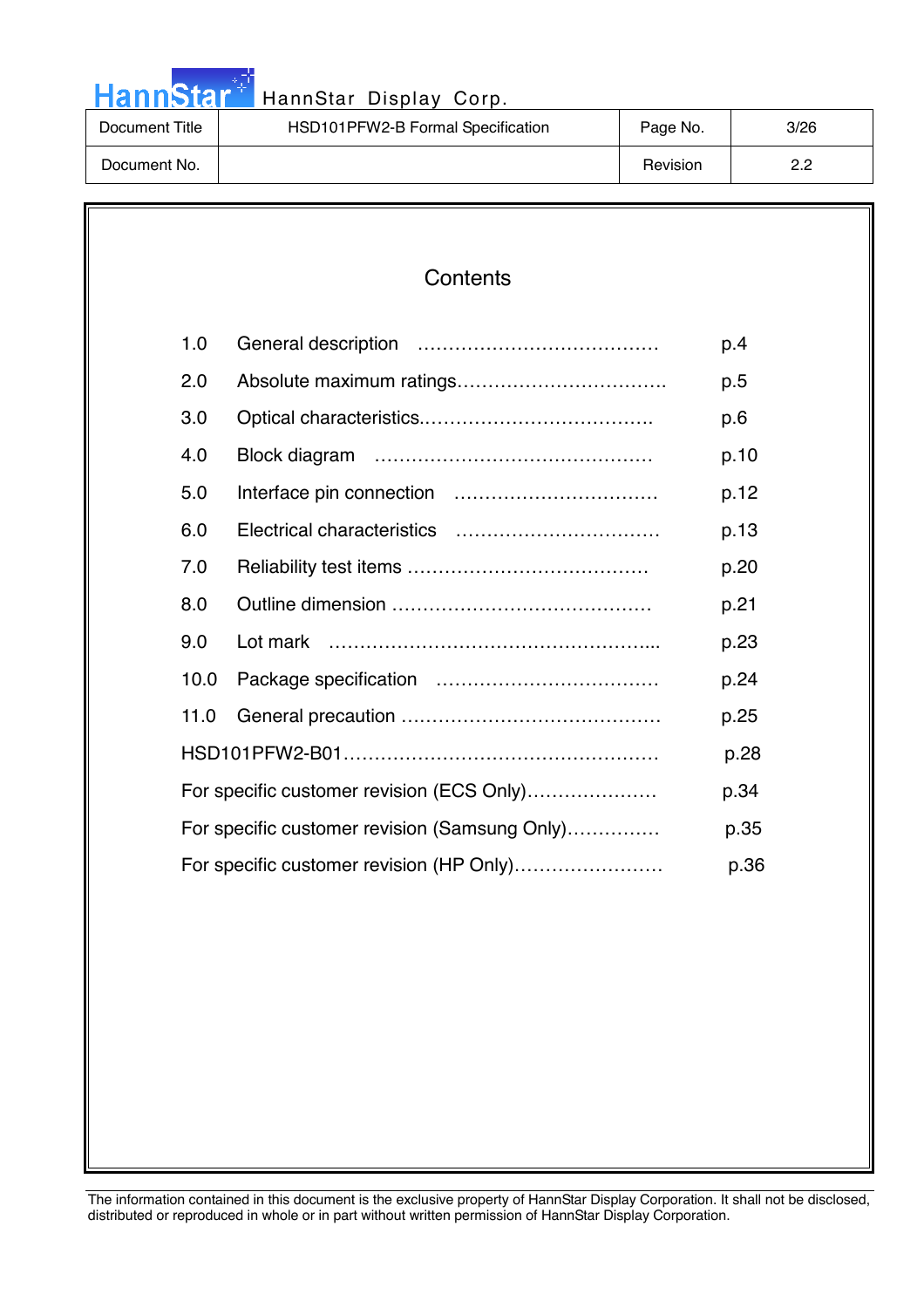# Contents

| | | |
|---|---|---|
| 1.0 | General description | p.4 |
| 2.0 | Absolute maximum ratings | p.5 |
| 3.0 | Optical characteristics | p.6 |
| 4.0 | Block diagram | p.10 |
| 5.0 | Interface pin connection | p.12 |
| 6.0 | Electrical characteristics | p.13 |
| 7.0 | Reliability test items | p.20 |
| 8.0 | Outline dimension | p.21 |
| 9.0 | Lot mark | p.23 |
| 10.0 | Package specification | p.24 |
| 11.0 | General precaution | p.25 |
| HSD101PFW2-B01 | | p.28 |
| For specific customer revision (ECS Only) | | p.34 |
| For specific customer revision (Samsung Only) | | p.35 |
| For specific customer revision (HP Only) | | p.36 |

The information contained in this document is the exclusive property of HannStar Display Corporation. It shall not be disclosed, distributed or reproduced in whole or in part without written permission of HannStar Display Corporation.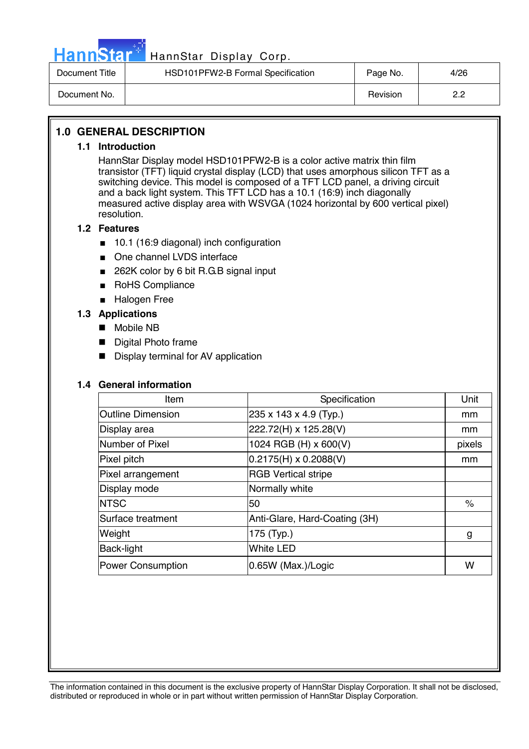## 1.0 GENERAL DESCRIPTION

### 1.1 Introduction

HannStar Display model HSD101PFW2-B is a color active matrix thin film transistor (TFT) liquid crystal display (LCD) that uses amorphous silicon TFT as a switching device. This model is composed of a TFT LCD panel, a driving circuit and a back light system. This TFT LCD has a 10.1 (16:9) inch diagonally measured active display area with WSVGA (1024 horizontal by 600 vertical pixel) resolution.

### 1.2 Features

- 10.1 (16:9 diagonal) inch configuration
- One channel LVDS interface
- 262K color by 6 bit R.G.B signal input
- RoHS Compliance
- Halogen Free

### 1.3 Applications

- Mobile NB
- Digital Photo frame
- Display terminal for AV application

### 1.4 General information

| Item | Specification | Unit |
|---|---|---|
| Outline Dimension | 235 x 143 x 4.9 (Typ.) | mm |
| Display area | 222.72(H) x 125.28(V) | mm |
| Number of Pixel | 1024 RGB (H) x 600(V) | pixels |
| Pixel pitch | 0.2175(H) x 0.2088(V) | mm |
| Pixel arrangement | RGB Vertical stripe | |
| Display mode | Normally white | |
| NTSC | 50 | % |
| Surface treatment | Anti-Glare, Hard-Coating (3H) | |
| Weight | 175 (Typ.) | g |
| Back-light | White LED | |
| Power Consumption | 0.65W (Max.)/Logic | W |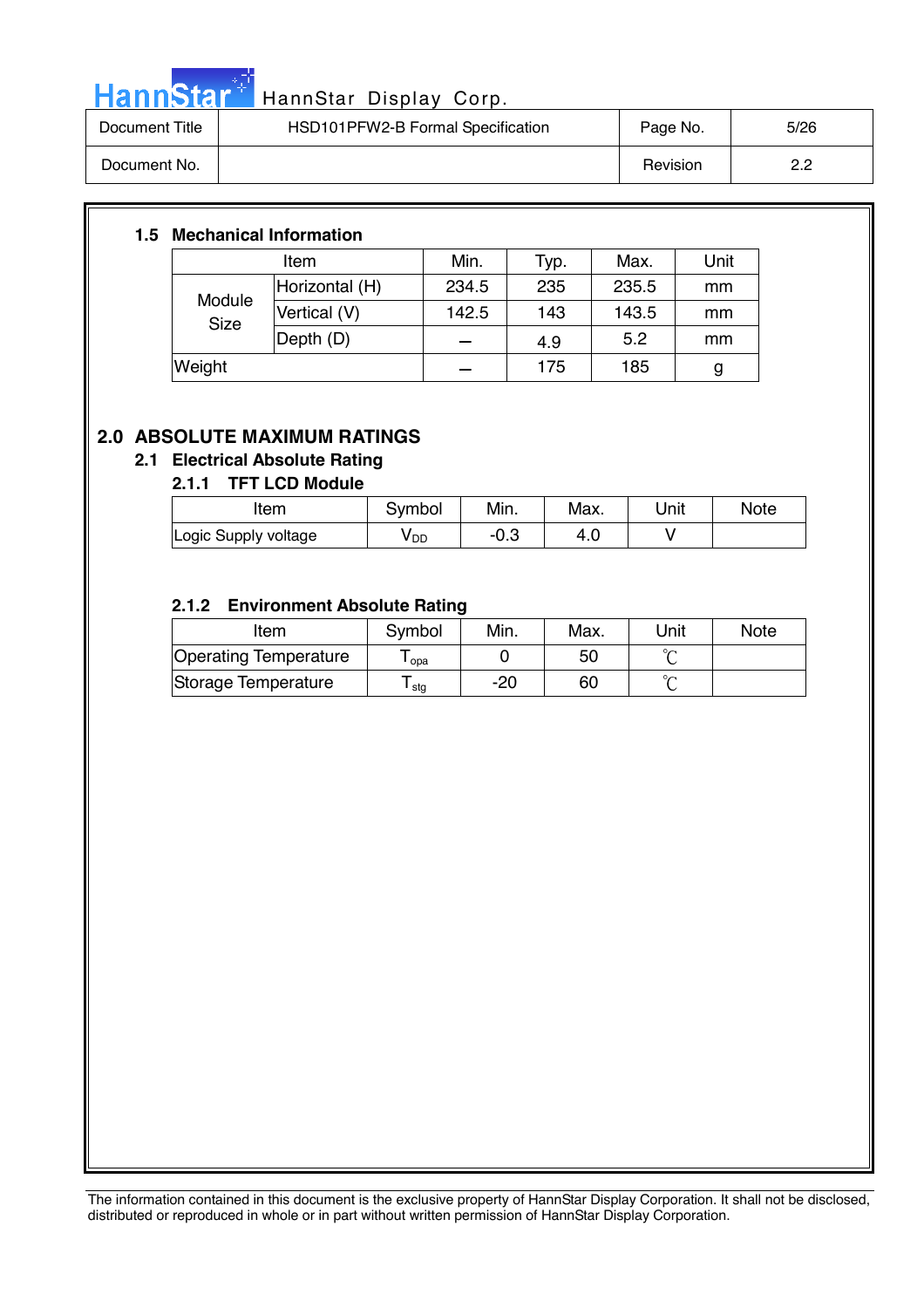### 1.5 Mechanical Information

| Item | | Min. | Typ. | Max. | Unit |
|---|---|---|---|---|---|
| Module Size | Horizontal (H) | 234.5 | 235 | 235.5 | mm |
| | Vertical (V) | 142.5 | 143 | 143.5 | mm |
| | Depth (D) | – | 4.9 | 5.2 | mm |
| Weight | | – | 175 | 185 | g |

## 2.0 ABSOLUTE MAXIMUM RATINGS

### 2.1 Electrical Absolute Rating

#### 2.1.1 TFT LCD Module

| Item | Symbol | Min. | Max. | Unit | Note |
|---|---|---|---|---|---|
| Logic Supply voltage | $V_{DD}$ | -0.3 | 4.0 | V | |

#### 2.1.2 Environment Absolute Rating

| Item | Symbol | Min. | Max. | Unit | Note |
|---|---|---|---|---|---|
| Operating Temperature | $T_{opa}$ | 0 | 50 | ℃ | |
| Storage Temperature | $T_{stg}$ | -20 | 60 | ℃ | |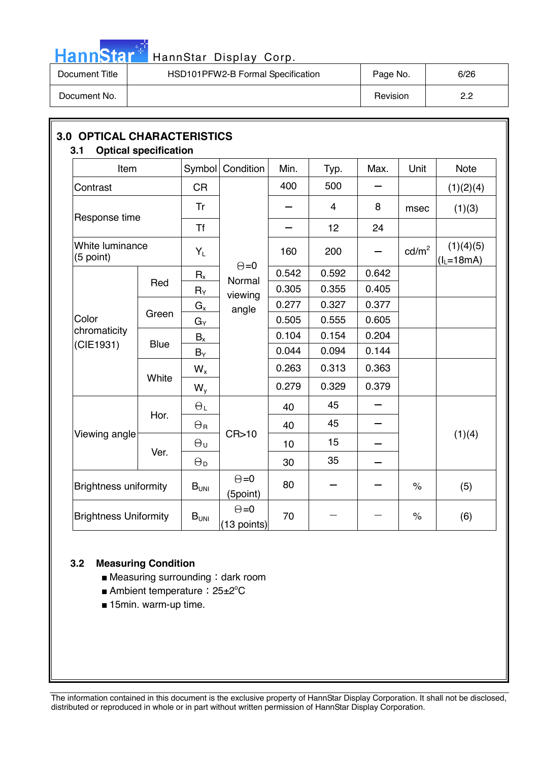## 3.0 OPTICAL CHARACTERISTICS

### 3.1 Optical specification

| Item | | Symbol | Condition | Min. | Typ. | Max. | Unit | Note |
|---|---|---|---|---|---|---|---|---|
| Contrast | | CR | Θ=0 Normal viewing angle | 400 | 500 | – | | (1)(2)(4) |
| Response time | | Tr | | – | 4 | 8 | msec | (1)(3) |
| | | Tf | | – | 12 | 24 | | |
| White luminance (5 point) | | $Y_L$ | | 160 | 200 | – | cd/m$^2$ | (1)(4)(5) ($I_L$=18mA) |
| Color chromaticity (CIE1931) | Red | $R_x$ | | 0.542 | 0.592 | 0.642 | | |
| | | $R_Y$ | | 0.305 | 0.355 | 0.405 | | |
| | Green | $G_x$ | | 0.277 | 0.327 | 0.377 | | |
| | | $G_Y$ | | 0.505 | 0.555 | 0.605 | | |
| | Blue | $B_x$ | | 0.104 | 0.154 | 0.204 | | |
| | | $B_Y$ | | 0.044 | 0.094 | 0.144 | | |
| | White | $W_x$ | | 0.263 | 0.313 | 0.363 | | |
| | | $W_y$ | | 0.279 | 0.329 | 0.379 | | |
| Viewing angle | Hor. | $\Theta_L$ | CR>10 | 40 | 45 | – | | (1)(4) |
| | | $\Theta_R$ | | 40 | 45 | – | | |
| | Ver. | $\Theta_U$ | | 10 | 15 | – | | |
| | | $\Theta_D$ | | 30 | 35 | – | | |
| Brightness uniformity | | $B_{UNI}$ | Θ=0 (5point) | 80 | – | – | % | (5) |
| Brightness Uniformity | | $B_{UNI}$ | Θ=0 (13 points) | 70 | – | – | % | (6) |

### 3.2 Measuring Condition

- Measuring surrounding：dark room
- Ambient temperature：25±2°C
- 15min. warm-up time.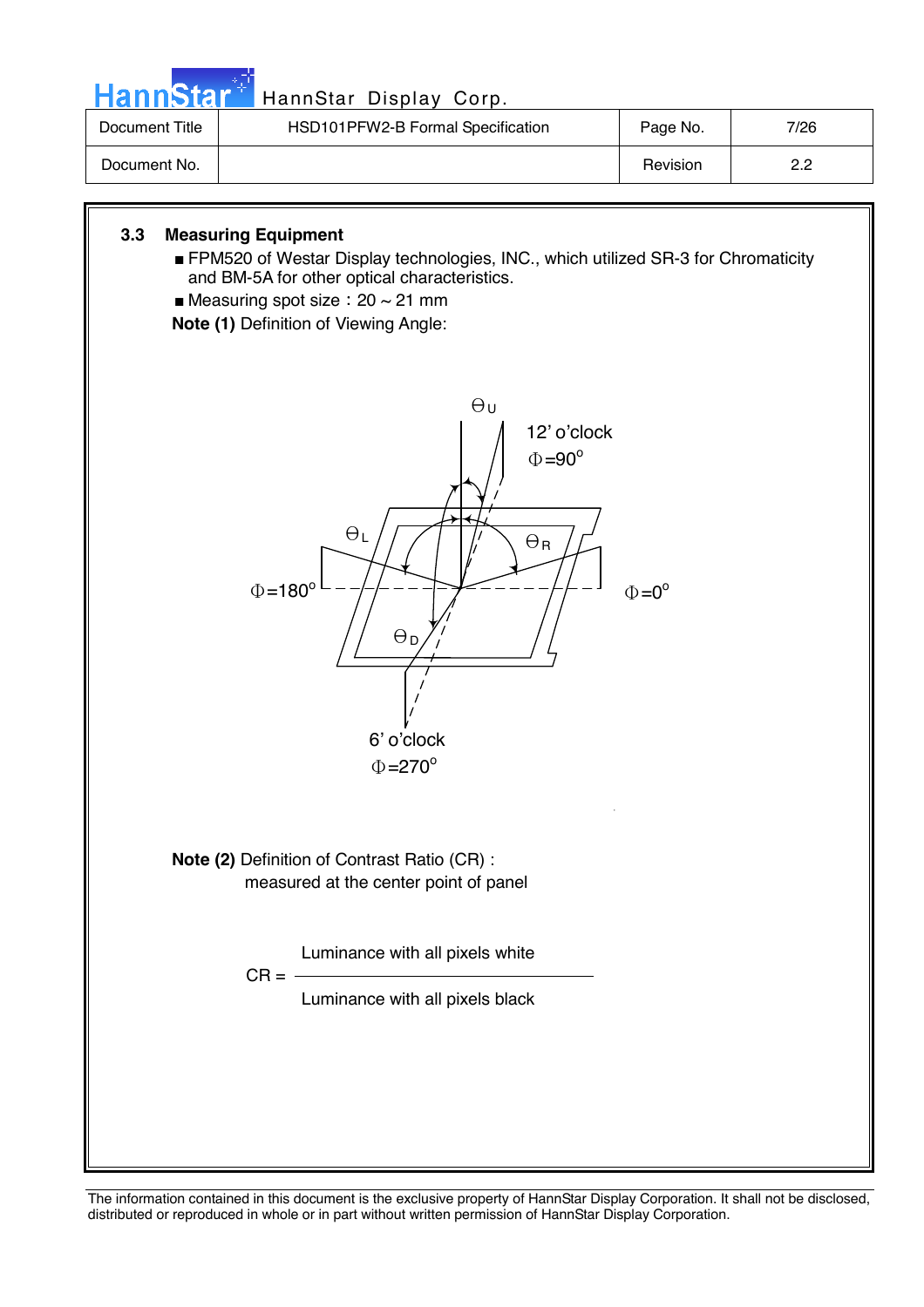### 3.3 Measuring Equipment

- FPM520 of Westar Display technologies, INC., which utilized SR-3 for Chromaticity and BM-5A for other optical characteristics.
- Measuring spot size：20 ~ 21 mm

**Note (1)** Definition of Viewing Angle:

$\Theta_U$

12' o'clock
$\Phi=90^o$

$\Theta_L$ $\Theta_R$

$\Phi=180^o$ $\Phi=0^o$

$\Theta_D$

6' o'clock
$\Phi=270^o$

**Note (2)** Definition of Contrast Ratio (CR) :
measured at the center point of panel

$$CR = \frac{\text{Luminance with all pixels white}}{\text{Luminance with all pixels black}}$$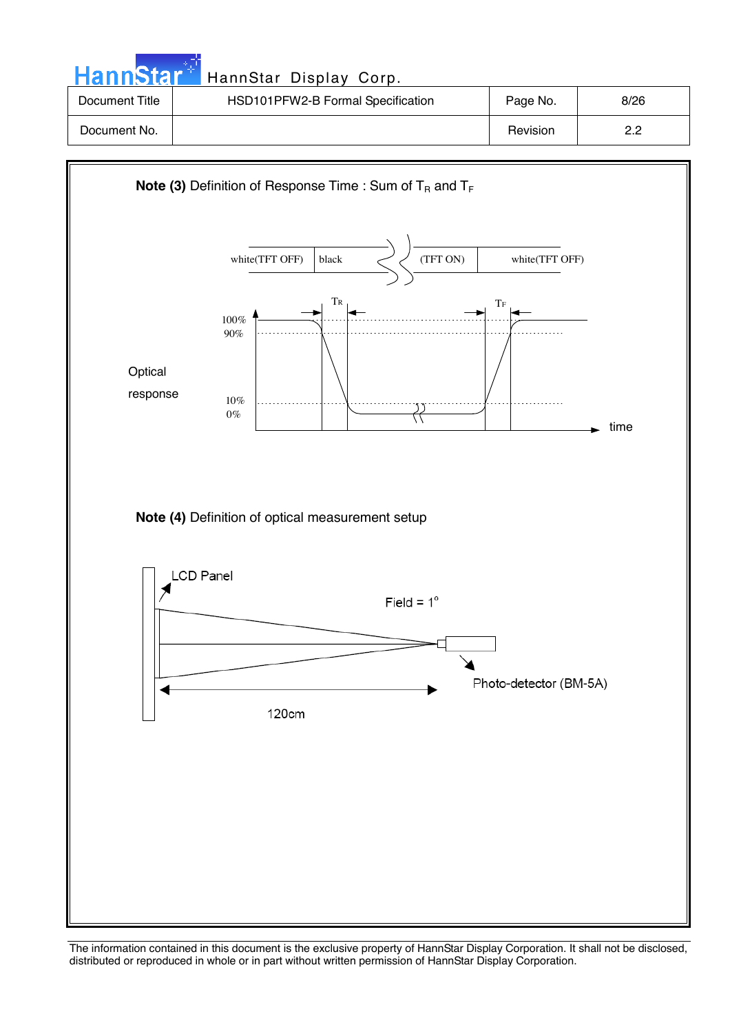**Note (3)** Definition of Response Time : Sum of $T_R$ and $T_F$

white(TFT OFF) | black | (TFT ON) | white(TFT OFF)

Optical response

100%
90%
10%
0%

$T_R$ $T_F$

time

**Note (4)** Definition of optical measurement setup

LCD Panel

Field = 1°

Photo-detector (BM-5A)

120cm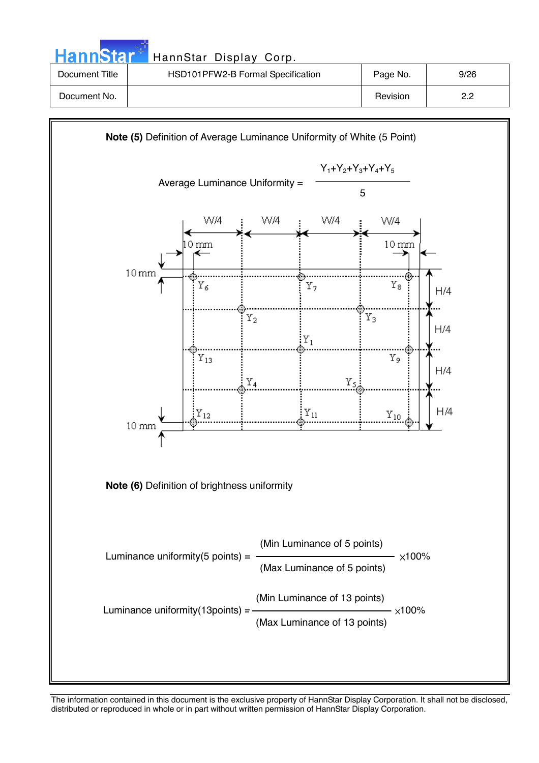**Note (5)** Definition of Average Luminance Uniformity of White (5 Point)

$$\text{Average Luminance Uniformity} = \frac{Y_1+Y_2+Y_3+Y_4+Y_5}{5}$$

**Note (6)** Definition of brightness uniformity

$$\text{Luminance uniformity(5 points)} = \frac{\text{(Min Luminance of 5 points)}}{\text{(Max Luminance of 5 points)}} \times 100\%$$

$$\text{Luminance uniformity(13points)} = \frac{\text{(Min Luminance of 13 points)}}{\text{(Max Luminance of 13 points)}} \times 100\%$$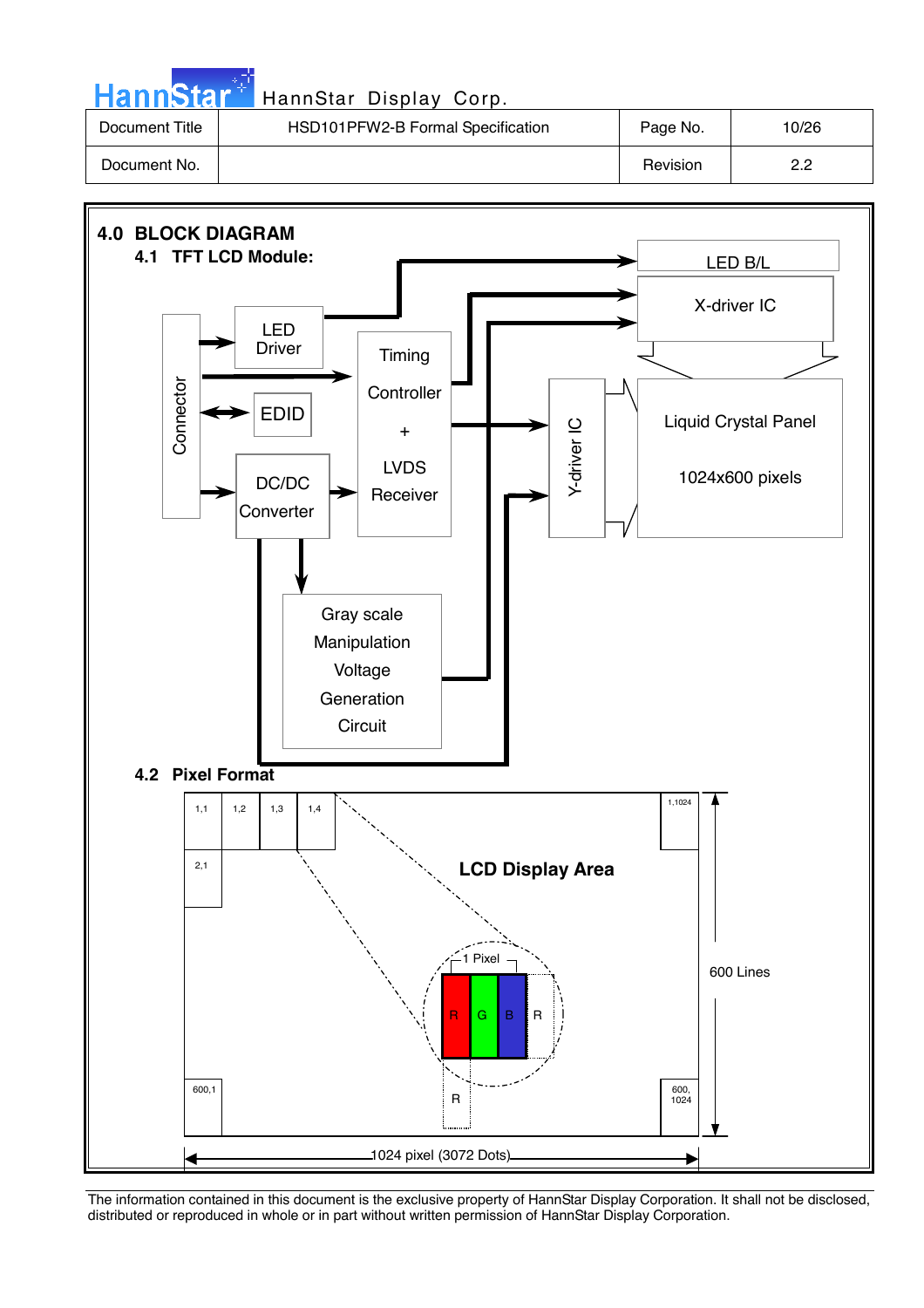## 4.0 BLOCK DIAGRAM

### 4.1 TFT LCD Module:

Connector

LED Driver

EDID

DC/DC Converter

Timing Controller + LVDS Receiver

Gray scale Manipulation Voltage Generation Circuit

LED B/L

X-driver IC

Y-driver IC

Liquid Crystal Panel

1024x600 pixels

### 4.2 Pixel Format

LCD Display Area

1,1 1,2 1,3 1,4 1,1024

2,1

600,1 600, 1024

1 Pixel

R G B R

R

600 Lines

1024 pixel (3072 Dots)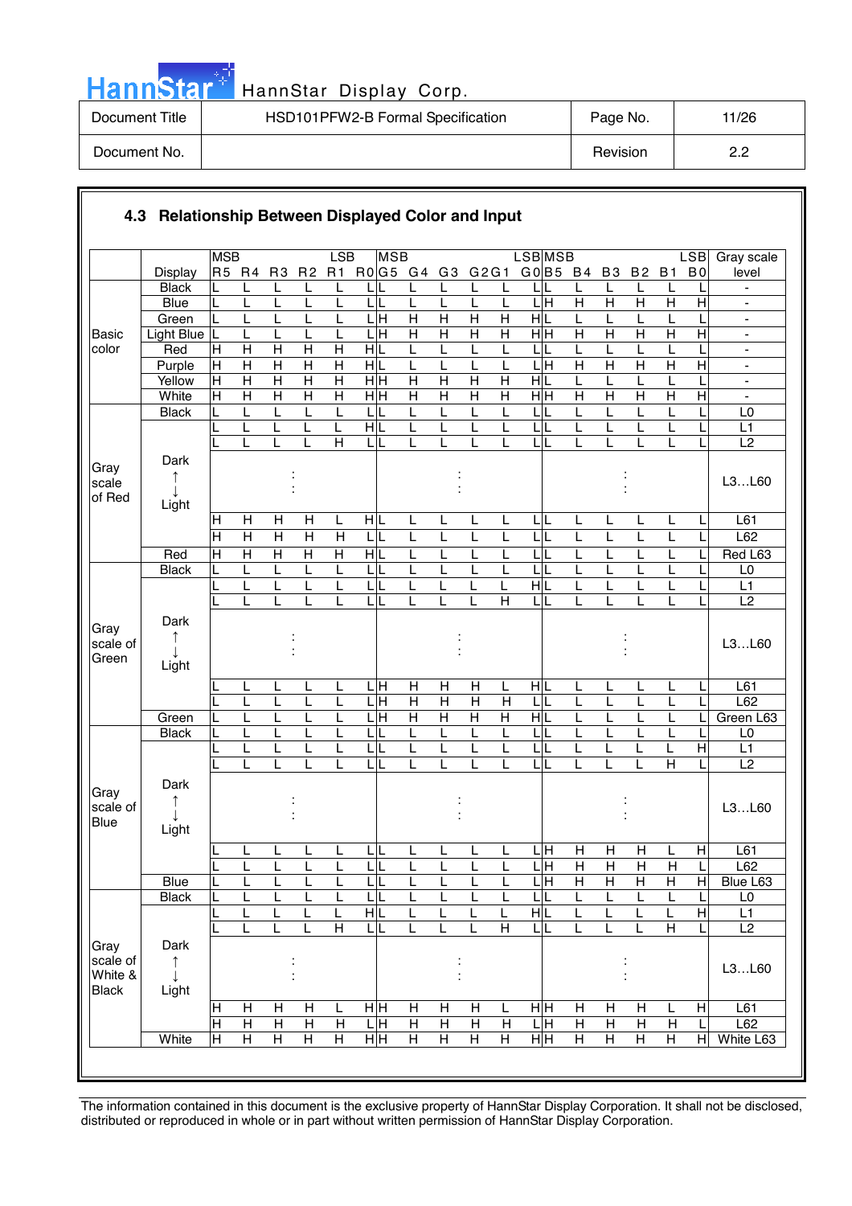## 4.3 Relationship Between Displayed Color and Input

| | Display | R5 (MSB) | R4 | R3 | R2 | R1 | R0 (LSB) | G5 (MSB) | G4 | G3 | G2 | G1 | G0 (LSB) | B5 (MSB) | B4 | B3 | B2 | B1 | B0 (LSB) | Gray scale level |
|---|---|---|---|---|---|---|---|---|---|---|---|---|---|---|---|---|---|---|---|---|
| Basic color | Black | L | L | L | L | L | L | L | L | L | L | L | L | L | L | L | L | L | L | - |
| | Blue | L | L | L | L | L | L | L | L | L | L | L | L | H | H | H | H | H | H | - |
| | Green | L | L | L | L | L | L | H | H | H | H | H | H | L | L | L | L | L | L | - |
| | Light Blue | L | L | L | L | L | L | H | H | H | H | H | H | H | H | H | H | H | H | - |
| | Red | H | H | H | H | H | H | L | L | L | L | L | L | L | L | L | L | L | L | - |
| | Purple | H | H | H | H | H | H | L | L | L | L | L | L | H | H | H | H | H | H | - |
| | Yellow | H | H | H | H | H | H | H | H | H | H | H | H | L | L | L | L | L | L | - |
| | White | H | H | H | H | H | H | H | H | H | H | H | H | H | H | H | H | H | H | - |
| Gray scale of Red | Black | L | L | L | L | L | L | L | L | L | L | L | L | L | L | L | L | L | L | L0 |
| | | L | L | L | L | L | H | L | L | L | L | L | L | L | L | L | L | L | L | L1 |
| | | L | L | L | L | H | L | L | L | L | L | L | L | L | L | L | L | L | L | L2 |
| | Dark ↑ ↓ Light | | | : | | | | | | : | | | | | | : | | | | L3…L60 |
| | | H | H | H | H | L | H | L | L | L | L | L | L | L | L | L | L | L | L | L61 |
| | | H | H | H | H | H | L | L | L | L | L | L | L | L | L | L | L | L | L | L62 |
| | Red | H | H | H | H | H | H | L | L | L | L | L | L | L | L | L | L | L | L | Red L63 |
| Gray scale of Green | Black | L | L | L | L | L | L | L | L | L | L | L | L | L | L | L | L | L | L | L0 |
| | | L | L | L | L | L | L | L | L | L | L | L | H | L | L | L | L | L | L | L1 |
| | | L | L | L | L | L | L | L | L | L | L | H | L | L | L | L | L | L | L | L2 |
| | Dark ↑ ↓ Light | | | : | | | | | | : | | | | | | : | | | | L3…L60 |
| | | L | L | L | L | L | L | H | H | H | H | L | H | L | L | L | L | L | L | L61 |
| | | L | L | L | L | L | L | H | H | H | H | H | L | L | L | L | L | L | L | L62 |
| | Green | L | L | L | L | L | L | H | H | H | H | H | H | L | L | L | L | L | L | Green L63 |
| Gray scale of Blue | Black | L | L | L | L | L | L | L | L | L | L | L | L | L | L | L | L | L | L | L0 |
| | | L | L | L | L | L | L | L | L | L | L | L | L | L | L | L | L | L | H | L1 |
| | | L | L | L | L | L | L | L | L | L | L | L | L | L | L | L | L | H | L | L2 |
| | Dark ↑ ↓ Light | | | : | | | | | | : | | | | | | : | | | | L3…L60 |
| | | L | L | L | L | L | L | L | L | L | L | L | L | H | H | H | H | L | H | L61 |
| | | L | L | L | L | L | L | L | L | L | L | L | L | H | H | H | H | H | L | L62 |
| | Blue | L | L | L | L | L | L | L | L | L | L | L | L | H | H | H | H | H | H | Blue L63 |
| Gray scale of White & Black | Black | L | L | L | L | L | L | L | L | L | L | L | L | L | L | L | L | L | L | L0 |
| | | L | L | L | L | L | H | L | L | L | L | L | H | L | L | L | L | L | H | L1 |
| | | L | L | L | L | H | L | L | L | L | L | H | L | L | L | L | L | H | L | L2 |
| | Dark ↑ ↓ Light | | | : | | | | | | : | | | | | | : | | | | L3…L60 |
| | | H | H | H | H | L | H | H | H | H | H | L | H | H | H | H | H | L | H | L61 |
| | | H | H | H | H | H | L | H | H | H | H | H | L | H | H | H | H | H | L | L62 |
| | White | H | H | H | H | H | H | H | H | H | H | H | H | H | H | H | H | H | H | White L63 |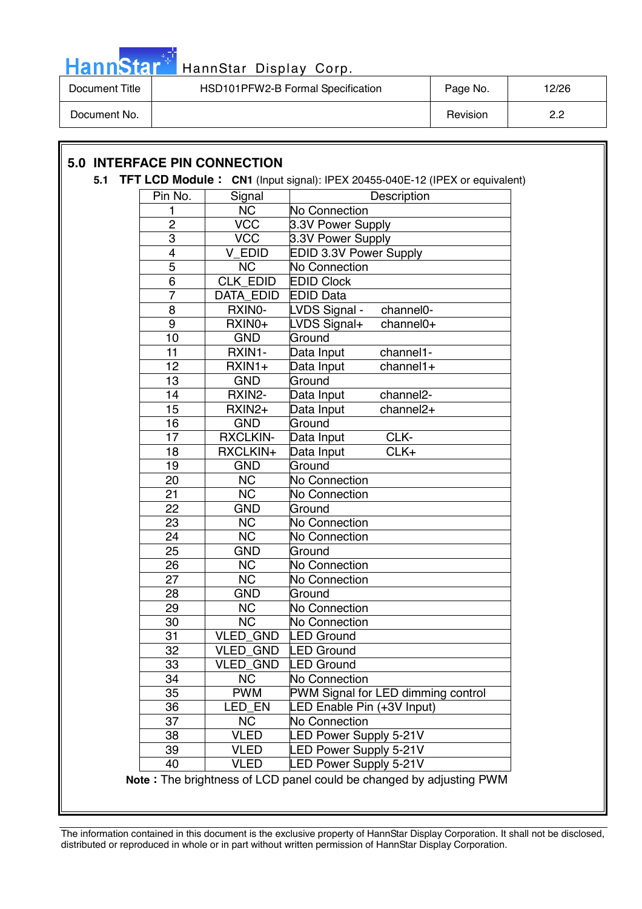## 5.0 INTERFACE PIN CONNECTION

**5.1 TFT LCD Module：** **CN1** (Input signal): IPEX 20455-040E-12 (IPEX or equivalent)

| Pin No. | Signal | Description |
|---|---|---|
| 1 | NC | No Connection |
| 2 | VCC | 3.3V Power Supply |
| 3 | VCC | 3.3V Power Supply |
| 4 | V_EDID | EDID 3.3V Power Supply |
| 5 | NC | No Connection |
| 6 | CLK_EDID | EDID Clock |
| 7 | DATA_EDID | EDID Data |
| 8 | RXIN0- | LVDS Signal - channel0- |
| 9 | RXIN0+ | LVDS Signal+ channel0+ |
| 10 | GND | Ground |
| 11 | RXIN1- | Data Input channel1- |
| 12 | RXIN1+ | Data Input channel1+ |
| 13 | GND | Ground |
| 14 | RXIN2- | Data Input channel2- |
| 15 | RXIN2+ | Data Input channel2+ |
| 16 | GND | Ground |
| 17 | RXCLKIN- | Data Input CLK- |
| 18 | RXCLKIN+ | Data Input CLK+ |
| 19 | GND | Ground |
| 20 | NC | No Connection |
| 21 | NC | No Connection |
| 22 | GND | Ground |
| 23 | NC | No Connection |
| 24 | NC | No Connection |
| 25 | GND | Ground |
| 26 | NC | No Connection |
| 27 | NC | No Connection |
| 28 | GND | Ground |
| 29 | NC | No Connection |
| 30 | NC | No Connection |
| 31 | VLED_GND | LED Ground |
| 32 | VLED_GND | LED Ground |
| 33 | VLED_GND | LED Ground |
| 34 | NC | No Connection |
| 35 | PWM | PWM Signal for LED dimming control |
| 36 | LED_EN | LED Enable Pin (+3V Input) |
| 37 | NC | No Connection |
| 38 | VLED | LED Power Supply 5-21V |
| 39 | VLED | LED Power Supply 5-21V |
| 40 | VLED | LED Power Supply 5-21V |

**Note：** The brightness of LCD panel could be changed by adjusting PWM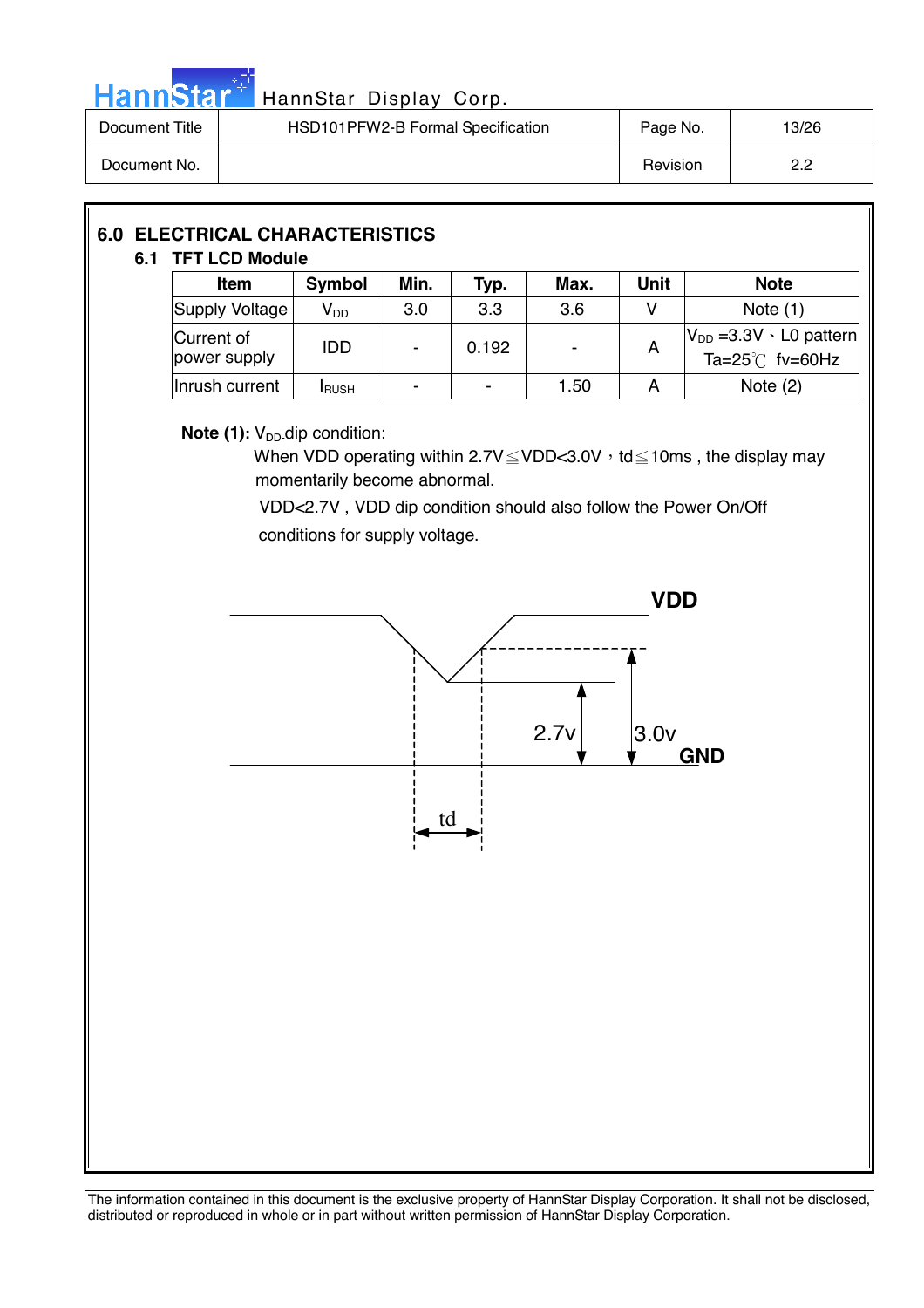## 6.0 ELECTRICAL CHARACTERISTICS

### 6.1 TFT LCD Module

| Item | Symbol | Min. | Typ. | Max. | Unit | Note |
|---|---|---|---|---|---|---|
| Supply Voltage | $V_{DD}$ | 3.0 | 3.3 | 3.6 | V | Note (1) |
| Current of power supply | IDD | - | 0.192 | - | A | $V_{DD}$ =3.3V、L0 pattern Ta=25℃ fv=60Hz |
| Inrush current | $I_{RUSH}$ | - | - | 1.50 | A | Note (2) |

**Note (1):** $V_{DD}$ dip condition:

When VDD operating within 2.7V≦VDD<3.0V，td≦10ms , the display may momentarily become abnormal.

VDD<2.7V , VDD dip condition should also follow the Power On/Off conditions for supply voltage.

VDD

2.7v

3.0v

GND

td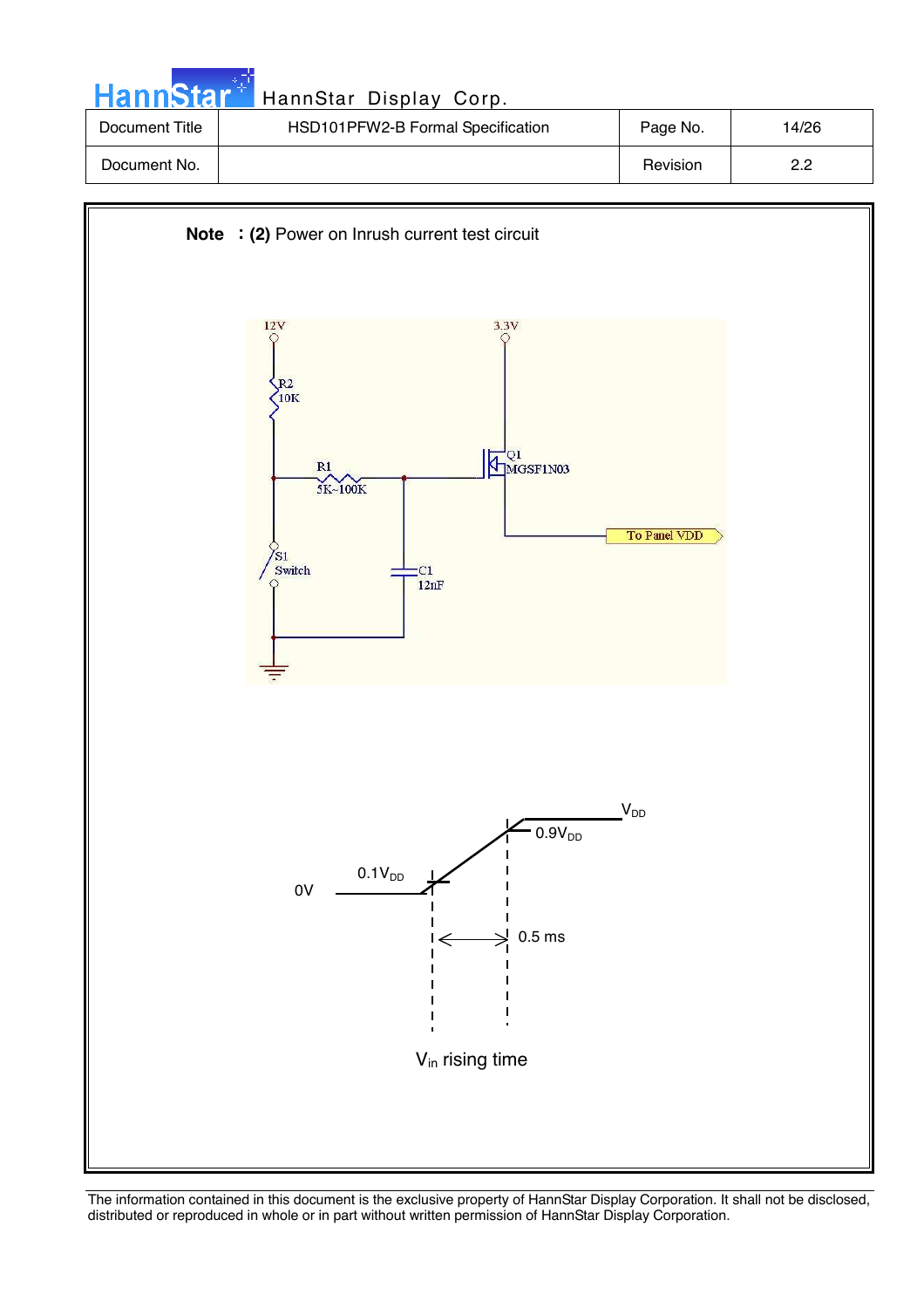**Note** ：**(2)** Power on Inrush current test circuit

12V

R2
10K

R1
5K~100K

3.3V

Q1
MGSF1N03

To Panel VDD

S1
Switch

C1
12nF

$V_{DD}$

$0.9V_{DD}$

$0.1V_{DD}$

0V

0.5 ms

$V_{in}$ rising time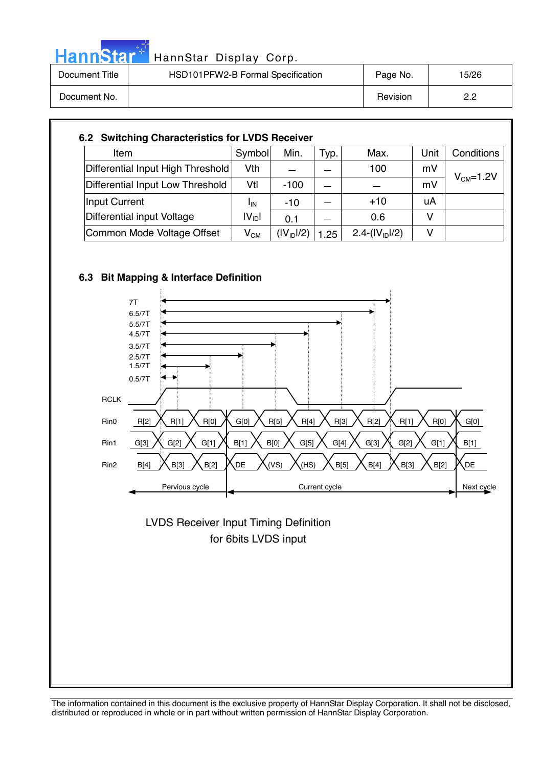## 6.2 Switching Characteristics for LVDS Receiver

| Item | Symbol | Min. | Typ. | Max. | Unit | Conditions |
|---|---|---|---|---|---|---|
| Differential Input High Threshold | Vth | – | – | 100 | mV | $V_{CM}$=1.2V |
| Differential Input Low Threshold | Vtl | -100 | – | – | mV | |
| Input Current | $I_{IN}$ | -10 | — | +10 | uA | |
| Differential input Voltage | $\lvert V_{ID}\rvert$ | 0.1 | — | 0.6 | V | |
| Common Mode Voltage Offset | $V_{CM}$ | $(\lvert V_{ID}\rvert/2)$ | 1.25 | $2.4\text{-}(\lvert V_{ID}\rvert/2)$ | V | |

## 6.3 Bit Mapping & Interface Definition

7T
6.5/7T
5.5/7T
4.5/7T
3.5/7T
2.5/7T
1.5/7T
0.5/7T

RCLK

| | | | | | | | | | | | |
|---|---|---|---|---|---|---|---|---|---|---|---|
| Rin0 | R[2] | R[1] | R[0] | G[0] | R[5] | R[4] | R[3] | R[2] | R[1] | R[0] | G[0] |
| Rin1 | G[3] | G[2] | G[1] | B[1] | B[0] | G[5] | G[4] | G[3] | G[2] | G[1] | B[1] |
| Rin2 | B[4] | B[3] | B[2] | DE | (VS) | (HS) | B[5] | B[4] | B[3] | B[2] | DE |

Pervious cycle | Current cycle | Next cycle

LVDS Receiver Input Timing Definition
for 6bits LVDS input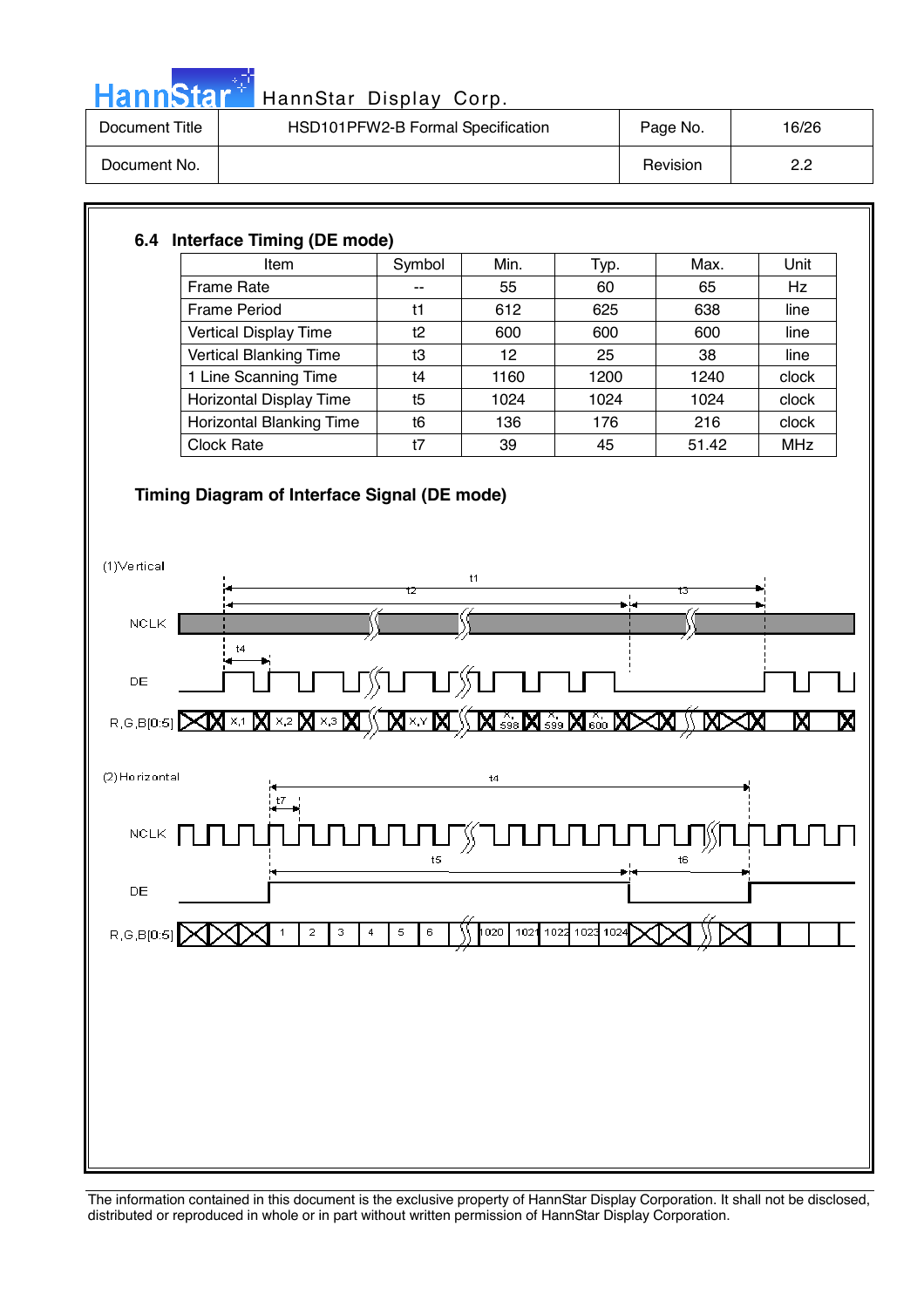## 6.4 Interface Timing (DE mode)

| Item | Symbol | Min. | Typ. | Max. | Unit |
|---|---|---|---|---|---|
| Frame Rate | -- | 55 | 60 | 65 | Hz |
| Frame Period | t1 | 612 | 625 | 638 | line |
| Vertical Display Time | t2 | 600 | 600 | 600 | line |
| Vertical Blanking Time | t3 | 12 | 25 | 38 | line |
| 1 Line Scanning Time | t4 | 1160 | 1200 | 1240 | clock |
| Horizontal Display Time | t5 | 1024 | 1024 | 1024 | clock |
| Horizontal Blanking Time | t6 | 136 | 176 | 216 | clock |
| Clock Rate | t7 | 39 | 45 | 51.42 | MHz |

### Timing Diagram of Interface Signal (DE mode)

(1)Vertical

NCLK

DE

R,G,B[0:5]

t1, t2, t3, t4

X,1 X,2 X,3 X,Y X,598 X,599 X,600

(2)Horizontal

NCLK

DE

R,G,B[0:5]

t4, t7, t5, t6

1 2 3 4 5 6 1020 1021 1022 1023 1024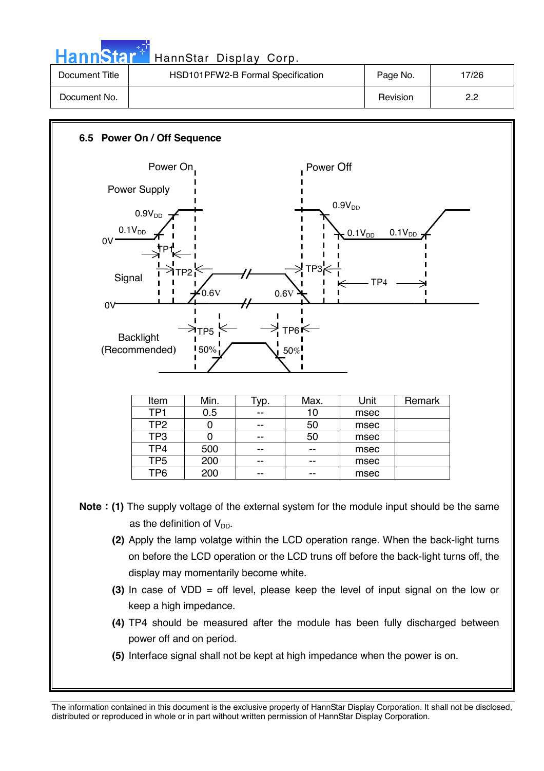### 6.5 Power On / Off Sequence

| Item | Min. | Typ. | Max. | Unit | Remark |
|---|---|---|---|---|---|
| TP1 | 0.5 | -- | 10 | msec | |
| TP2 | 0 | -- | 50 | msec | |
| TP3 | 0 | -- | 50 | msec | |
| TP4 | 500 | -- | -- | msec | |
| TP5 | 200 | -- | -- | msec | |
| TP6 | 200 | -- | -- | msec | |

**Note : (1)** The supply voltage of the external system for the module input should be the same as the definition of $V_{DD}$.

**(2)** Apply the lamp volatge within the LCD operation range. When the back-light turns on before the LCD operation or the LCD truns off before the back-light turns off, the display may momentarily become white.

**(3)** In case of VDD = off level, please keep the level of input signal on the low or keep a high impedance.

**(4)** TP4 should be measured after the module has been fully discharged between power off and on period.

**(5)** Interface signal shall not be kept at high impedance when the power is on.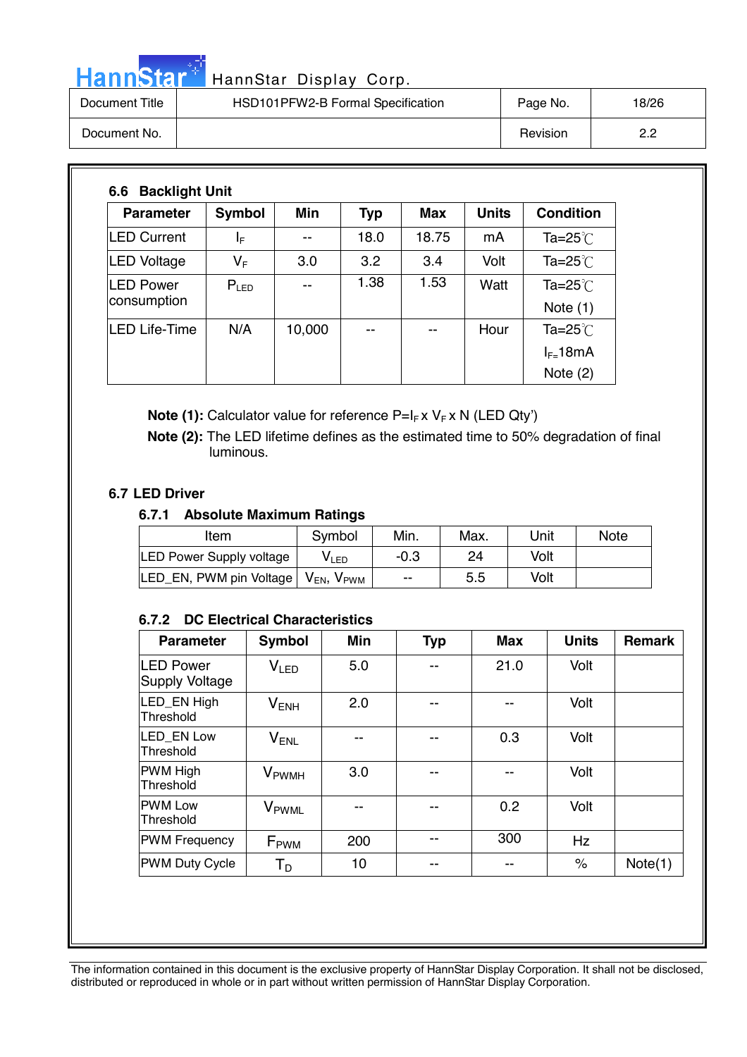### 6.6 Backlight Unit

| Parameter | Symbol | Min | Typ | Max | Units | Condition |
|---|---|---|---|---|---|---|
| LED Current | $I_F$ | -- | 18.0 | 18.75 | mA | Ta=25℃ |
| LED Voltage | $V_F$ | 3.0 | 3.2 | 3.4 | Volt | Ta=25℃ |
| LED Power consumption | $P_{LED}$ | -- | 1.38 | 1.53 | Watt | Ta=25℃ Note (1) |
| LED Life-Time | N/A | 10,000 | -- | -- | Hour | Ta=25℃ $I_F$=18mA Note (2) |

**Note (1):** Calculator value for reference $P=I_F \times V_F \times N$ (LED Qty')

**Note (2):** The LED lifetime defines as the estimated time to 50% degradation of final luminous.

### 6.7 LED Driver

#### 6.7.1 Absolute Maximum Ratings

| Item | Symbol | Min. | Max. | Unit | Note |
|---|---|---|---|---|---|
| LED Power Supply voltage | $V_{LED}$ | -0.3 | 24 | Volt | |
| LED_EN, PWM pin Voltage | $V_{EN}$, $V_{PWM}$ | -- | 5.5 | Volt | |

#### 6.7.2 DC Electrical Characteristics

| Parameter | Symbol | Min | Typ | Max | Units | Remark |
|---|---|---|---|---|---|---|
| LED Power Supply Voltage | $V_{LED}$ | 5.0 | -- | 21.0 | Volt | |
| LED_EN High Threshold | $V_{ENH}$ | 2.0 | -- | -- | Volt | |
| LED_EN Low Threshold | $V_{ENL}$ | -- | -- | 0.3 | Volt | |
| PWM High Threshold | $V_{PWMH}$ | 3.0 | -- | -- | Volt | |
| PWM Low Threshold | $V_{PWML}$ | -- | -- | 0.2 | Volt | |
| PWM Frequency | $F_{PWM}$ | 200 | -- | 300 | Hz | |
| PWM Duty Cycle | $T_D$ | 10 | -- | -- | % | Note(1) |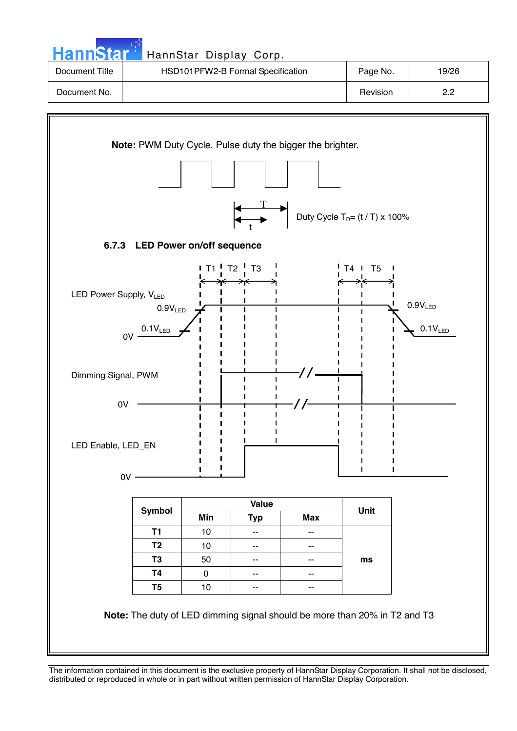**Note:** PWM Duty Cycle. Pulse duty the bigger the brighter.

Duty Cycle $T_D$= (t / T) x 100%

### 6.7.3 LED Power on/off sequence

| Symbol | Value | | | Unit |
|---|---|---|---|---|
| | Min | Typ | Max | |
| T1 | 10 | -- | -- | ms |
| T2 | 10 | -- | -- | ms |
| T3 | 50 | -- | -- | ms |
| T4 | 0 | -- | -- | ms |
| T5 | 10 | -- | -- | ms |

**Note:** The duty of LED dimming signal should be more than 20% in T2 and T3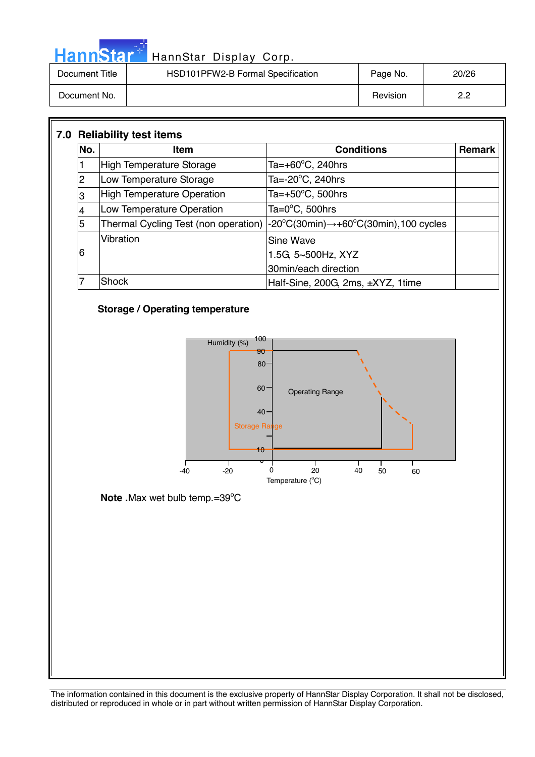## 7.0 Reliability test items

| No. | Item | Conditions | Remark |
|---|---|---|---|
| 1 | High Temperature Storage | Ta=+60°C, 240hrs | |
| 2 | Low Temperature Storage | Ta=-20°C, 240hrs | |
| 3 | High Temperature Operation | Ta=+50°C, 500hrs | |
| 4 | Low Temperature Operation | Ta=0°C, 500hrs | |
| 5 | Thermal Cycling Test (non operation) | -20°C(30min)→+60°C(30min),100 cycles | |
| 6 | Vibration | Sine Wave<br>1.5G, 5~500Hz, XYZ<br>30min/each direction | |
| 7 | Shock | Half-Sine, 200G, 2ms, ±XYZ, 1time | |

**Storage / Operating temperature**

Humidity (%) 100 90 80 60 40 10 0

Operating Range

Storage Range

-40 -20 0 20 40 50 60

Temperature (°C)

**Note .**Max wet bulb temp.=39°C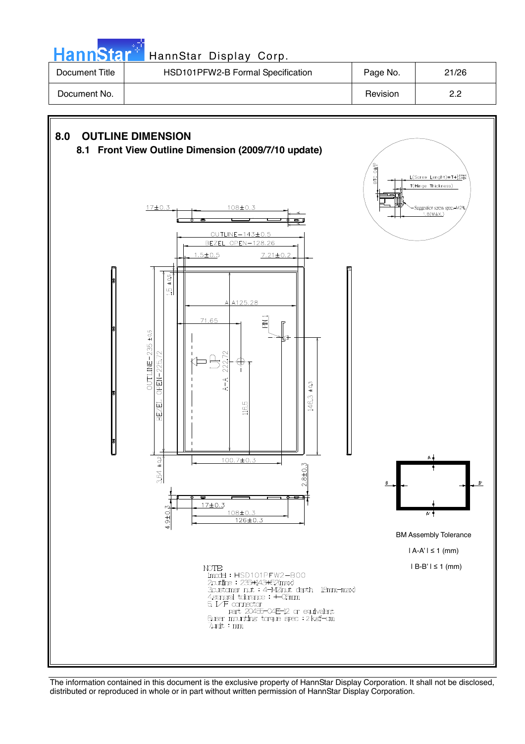# 8.0 OUTLINE DIMENSION

## 8.1 Front View Outline Dimension (2009/7/10 update)

BM Assembly Tolerance

| A-A' | ≤ 1 (mm)

| B-B' | ≤ 1 (mm)

NOTE:
1. model : HSD101PFW2-B00
2. outline : 235*143*5.2(max)
3. customer nut : 4-M2nut depth 1.8mm-max)
4. general tolerance : +-0.3mm
5. I/F connector
   part 20455-04E-12 or equivalent
6. user mounting torque spec : 2 kgf-cm
7. unit : mm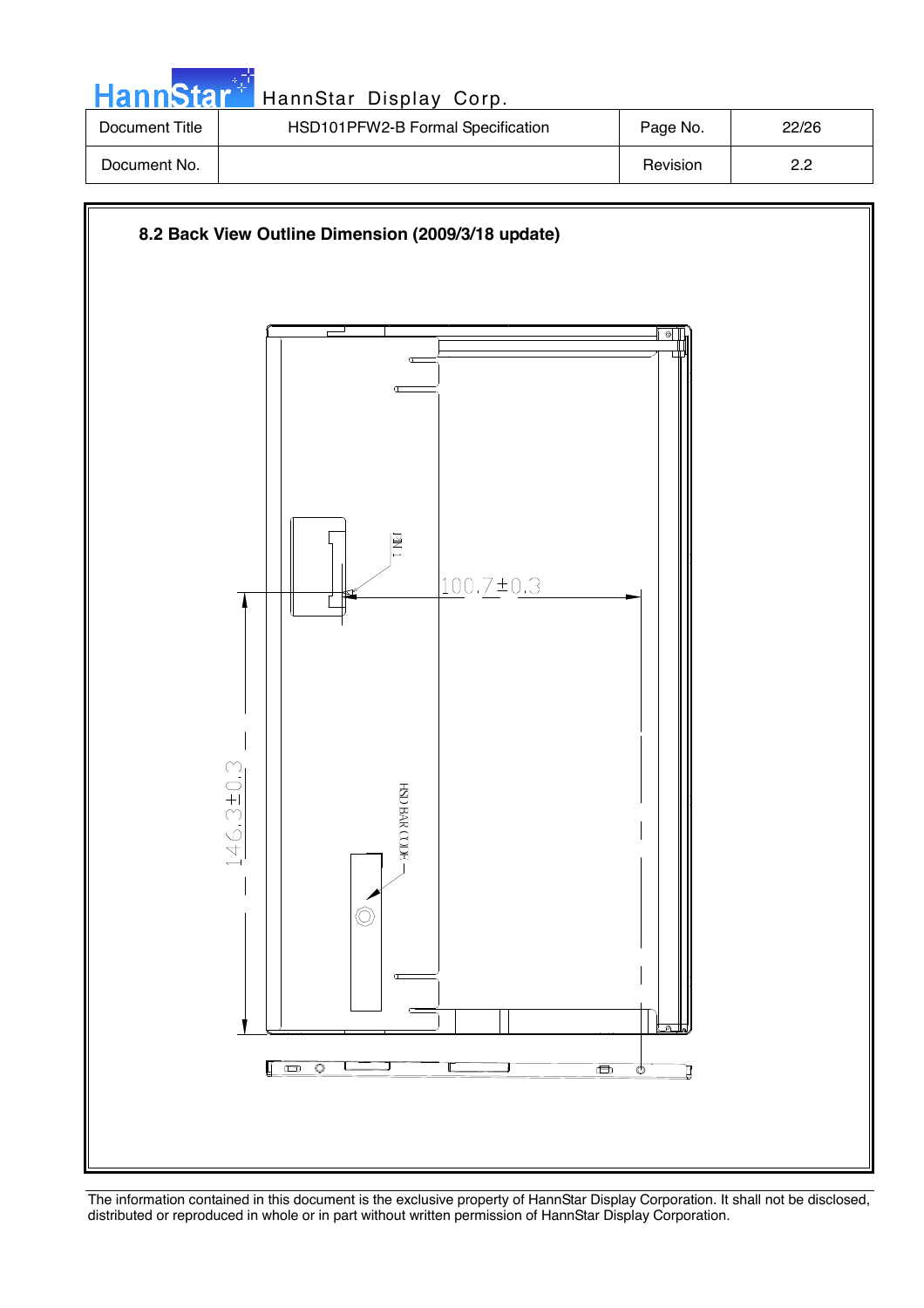## 8.2 Back View Outline Dimension (2009/3/18 update)

PIN 1

100.7±0.3

146.3±0.3

HSD BAR CODE

The information contained in this document is the exclusive property of HannStar Display Corporation. It shall not be disclosed, distributed or reproduced in whole or in part without written permission of HannStar Display Corporation.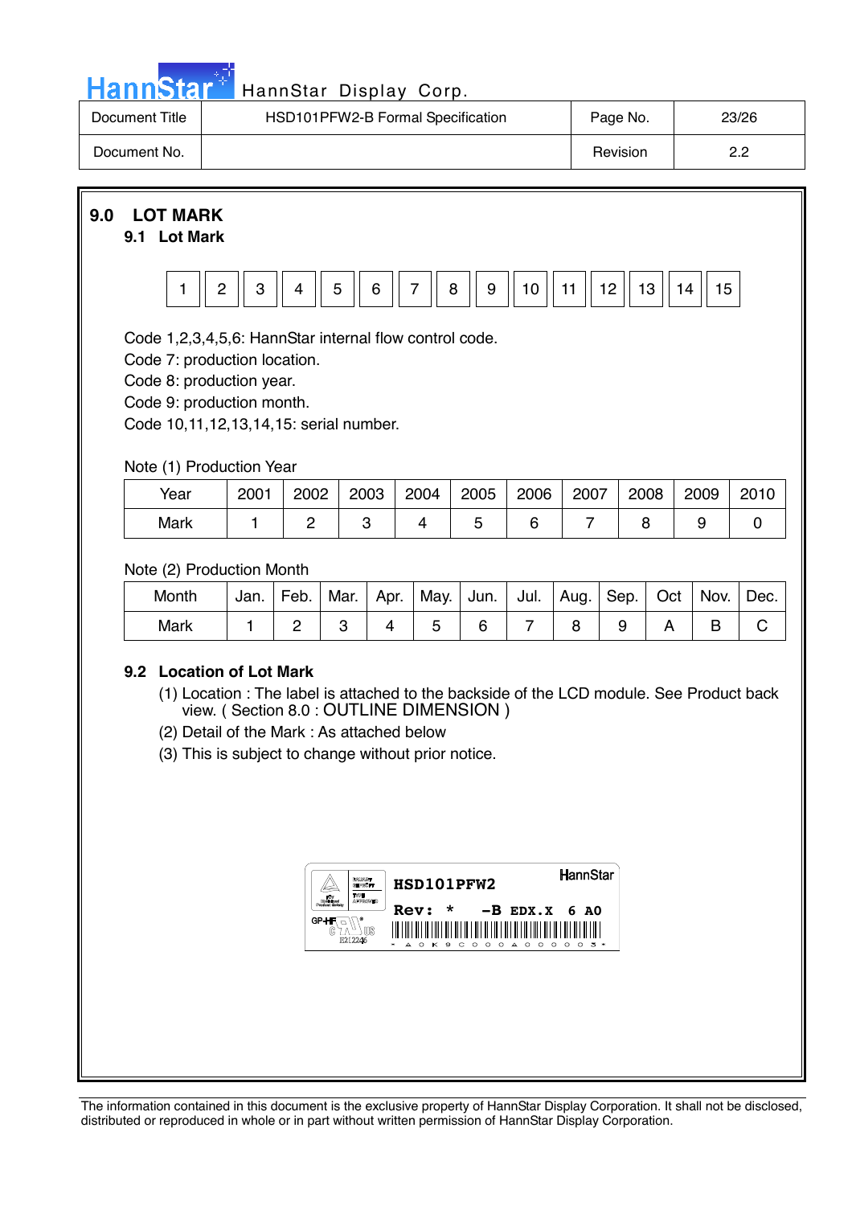## 9.0 LOT MARK

### 9.1 Lot Mark

| 1 | 2 | 3 | 4 | 5 | 6 | 7 | 8 | 9 | 10 | 11 | 12 | 13 | 14 | 15 |
|---|---|---|---|---|---|---|---|---|---|---|---|---|---|---|

Code 1,2,3,4,5,6: HannStar internal flow control code.
Code 7: production location.
Code 8: production year.
Code 9: production month.
Code 10,11,12,13,14,15: serial number.

Note (1) Production Year

| Year | 2001 | 2002 | 2003 | 2004 | 2005 | 2006 | 2007 | 2008 | 2009 | 2010 |
|---|---|---|---|---|---|---|---|---|---|---|
| Mark | 1 | 2 | 3 | 4 | 5 | 6 | 7 | 8 | 9 | 0 |

Note (2) Production Month

| Month | Jan. | Feb. | Mar. | Apr. | May. | Jun. | Jul. | Aug. | Sep. | Oct | Nov. | Dec. |
|---|---|---|---|---|---|---|---|---|---|---|---|---|
| Mark | 1 | 2 | 3 | 4 | 5 | 6 | 7 | 8 | 9 | A | B | C |

### 9.2 Location of Lot Mark

(1) Location : The label is attached to the backside of the LCD module. See Product back view. ( Section 8.0 : OUTLINE DIMENSION )
(2) Detail of the Mark : As attached below
(3) This is subject to change without prior notice.

HSD101PFW2 HannStar
Rev: * -B EDX.X 6 A0
\* A 0 K 9 C 0 0 0 A 0 0 0 0 0 3 \*
GP-HF E212246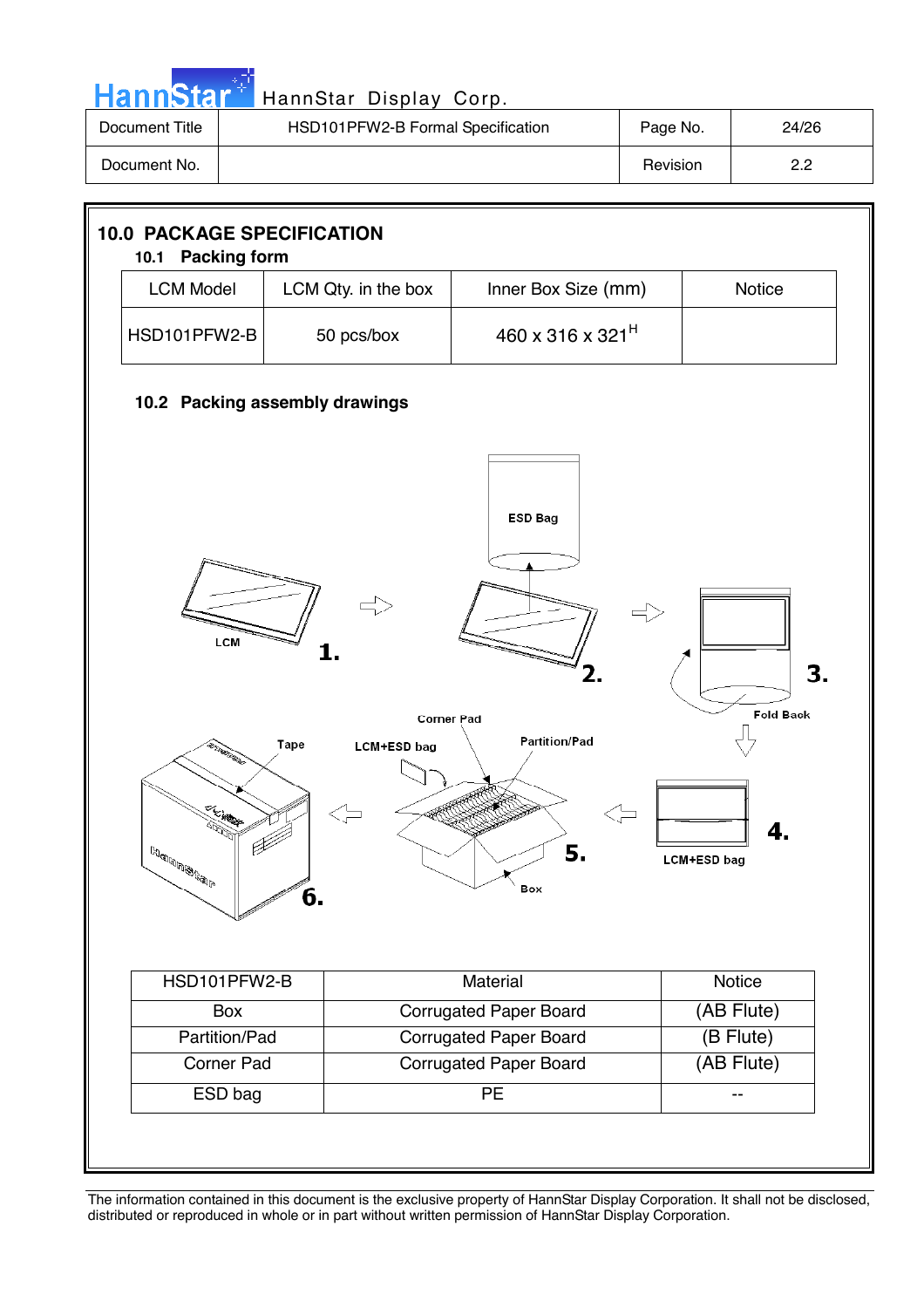# 10.0 PACKAGE SPECIFICATION

## 10.1 Packing form

| LCM Model | LCM Qty. in the box | Inner Box Size (mm) | Notice |
|---|---|---|---|
| HSD101PFW2-B | 50 pcs/box | 460 x 316 x 321$^H$ | |

## 10.2 Packing assembly drawings

ESD Bag

LCM

1.

2.

3.

Fold Back

Corner Pad

LCM+ESD bag

Partition/Pad

Tape

5.

Box

4.

LCM+ESD bag

6.

| HSD101PFW2-B | Material | Notice |
|---|---|---|
| Box | Corrugated Paper Board | (AB Flute) |
| Partition/Pad | Corrugated Paper Board | (B Flute) |
| Corner Pad | Corrugated Paper Board | (AB Flute) |
| ESD bag | PE | -- |

The information contained in this document is the exclusive property of HannStar Display Corporation. It shall not be disclosed, distributed or reproduced in whole or in part without written permission of HannStar Display Corporation.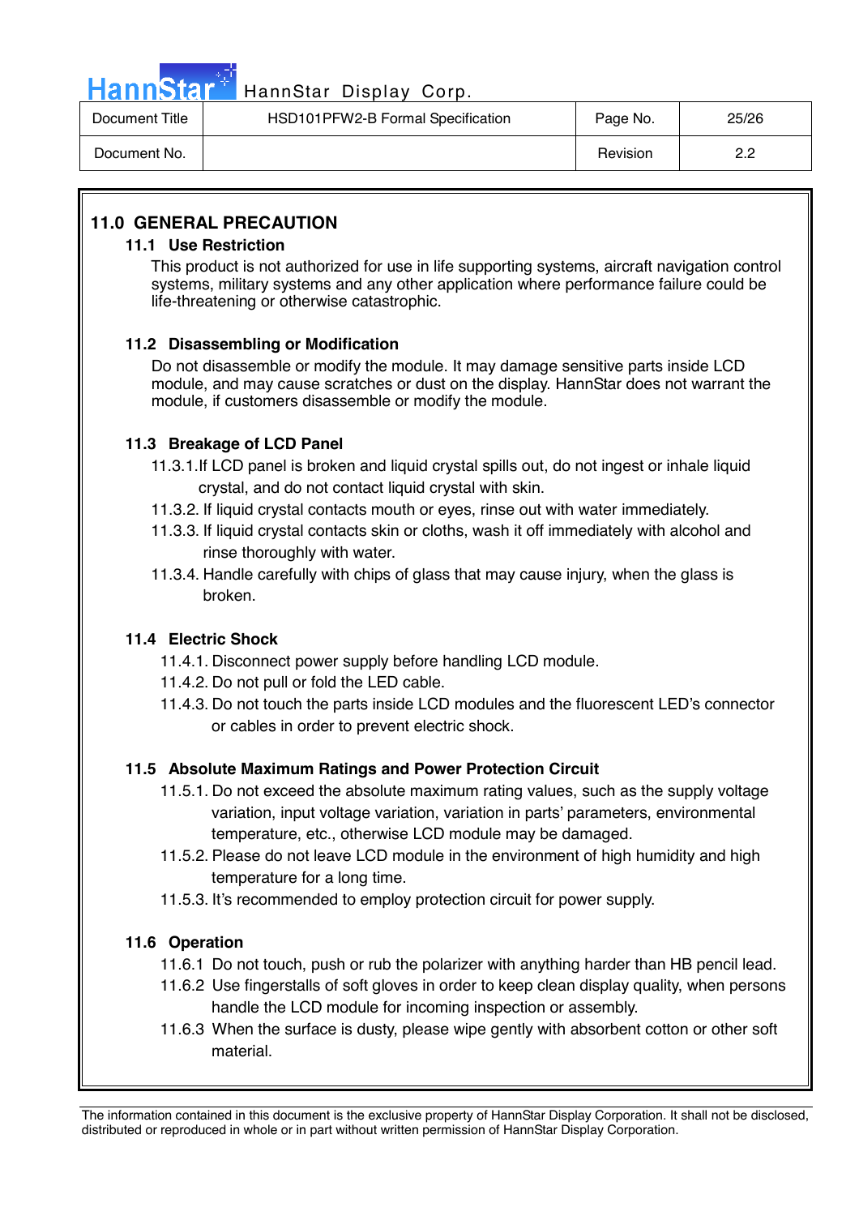## 11.0 GENERAL PRECAUTION

### 11.1 Use Restriction

This product is not authorized for use in life supporting systems, aircraft navigation control systems, military systems and any other application where performance failure could be life-threatening or otherwise catastrophic.

### 11.2 Disassembling or Modification

Do not disassemble or modify the module. It may damage sensitive parts inside LCD module, and may cause scratches or dust on the display. HannStar does not warrant the module, if customers disassemble or modify the module.

### 11.3 Breakage of LCD Panel

11.3.1.If LCD panel is broken and liquid crystal spills out, do not ingest or inhale liquid crystal, and do not contact liquid crystal with skin.

11.3.2. If liquid crystal contacts mouth or eyes, rinse out with water immediately.

11.3.3. If liquid crystal contacts skin or cloths, wash it off immediately with alcohol and rinse thoroughly with water.

11.3.4. Handle carefully with chips of glass that may cause injury, when the glass is broken.

### 11.4 Electric Shock

11.4.1. Disconnect power supply before handling LCD module.

11.4.2. Do not pull or fold the LED cable.

11.4.3. Do not touch the parts inside LCD modules and the fluorescent LED's connector or cables in order to prevent electric shock.

### 11.5 Absolute Maximum Ratings and Power Protection Circuit

11.5.1. Do not exceed the absolute maximum rating values, such as the supply voltage variation, input voltage variation, variation in parts' parameters, environmental temperature, etc., otherwise LCD module may be damaged.

11.5.2. Please do not leave LCD module in the environment of high humidity and high temperature for a long time.

11.5.3. It's recommended to employ protection circuit for power supply.

### 11.6 Operation

11.6.1 Do not touch, push or rub the polarizer with anything harder than HB pencil lead.

11.6.2 Use fingerstalls of soft gloves in order to keep clean display quality, when persons handle the LCD module for incoming inspection or assembly.

11.6.3 When the surface is dusty, please wipe gently with absorbent cotton or other soft material.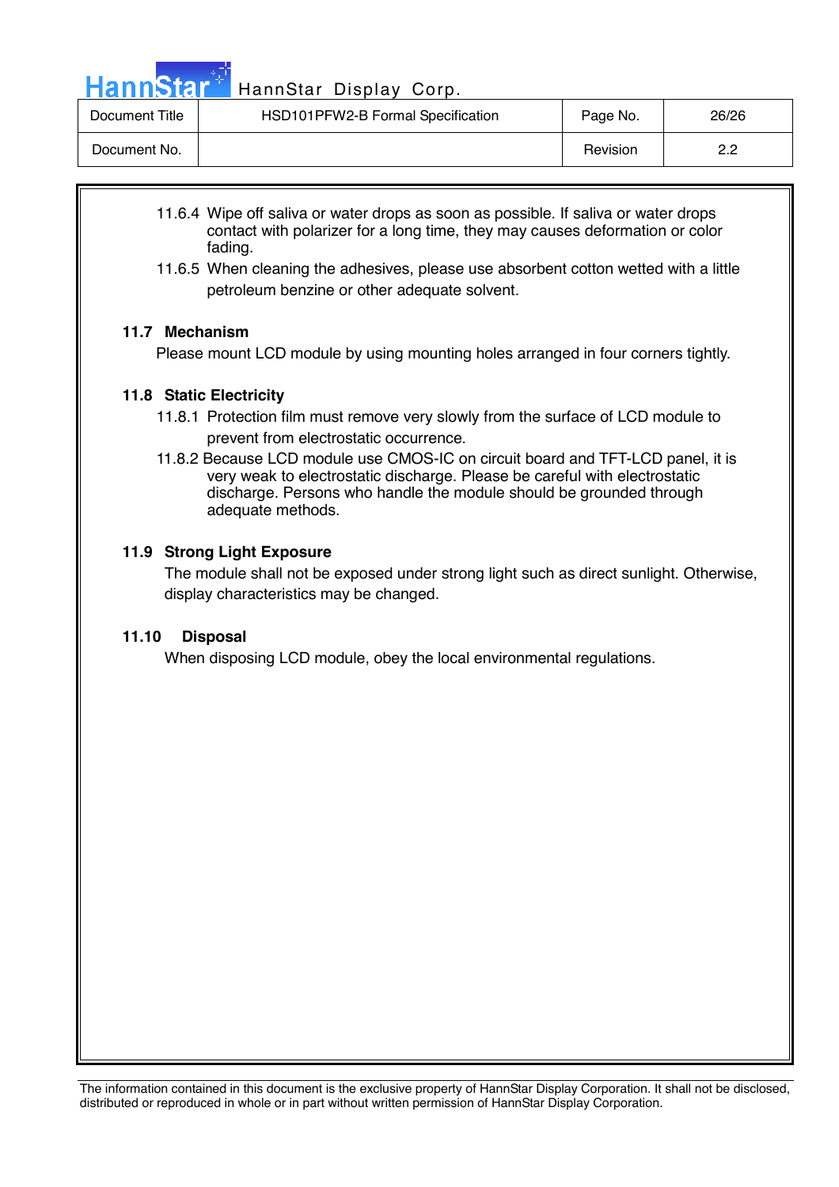11.6.4 Wipe off saliva or water drops as soon as possible. If saliva or water drops contact with polarizer for a long time, they may causes deformation or color fading.

11.6.5 When cleaning the adhesives, please use absorbent cotton wetted with a little petroleum benzine or other adequate solvent.

### 11.7 Mechanism

Please mount LCD module by using mounting holes arranged in four corners tightly.

### 11.8 Static Electricity

11.8.1 Protection film must remove very slowly from the surface of LCD module to prevent from electrostatic occurrence.

11.8.2 Because LCD module use CMOS-IC on circuit board and TFT-LCD panel, it is very weak to electrostatic discharge. Please be careful with electrostatic discharge. Persons who handle the module should be grounded through adequate methods.

### 11.9 Strong Light Exposure

The module shall not be exposed under strong light such as direct sunlight. Otherwise, display characteristics may be changed.

### 11.10 Disposal

When disposing LCD module, obey the local environmental regulations.